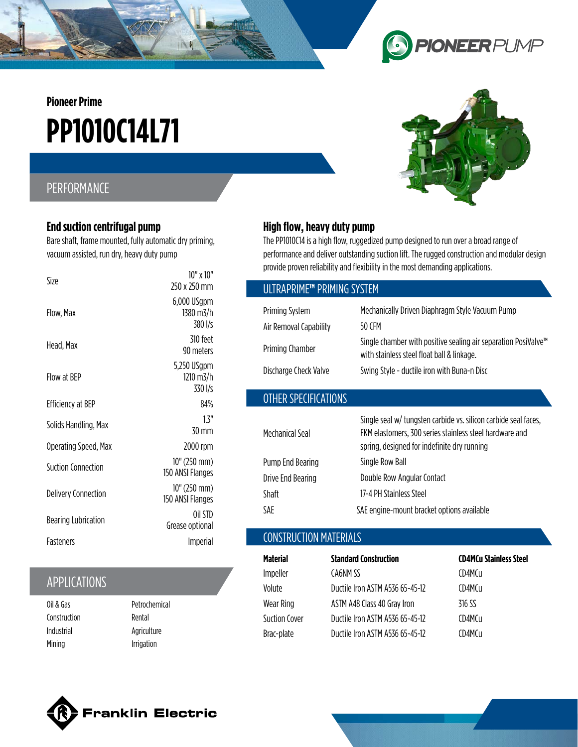Pioneer Prime

# PP1010C14L71

## PERFORMANCE

### End suction centrifugal pump

Bare shaft, frame mounted, fully automatic dry priming, vacuum assisted, run dry, heavy duty pump

| | |
|---|---|
| Size | 10" x 10"<br>250 x 250 mm |
| Flow, Max | 6,000 USgpm<br>1380 m3/h<br>380 l/s |
| Head, Max | 310 feet<br>90 meters |
| Flow at BEP | 5,250 USgpm<br>1210 m3/h<br>330 l/s |
| Efficiency at BEP | 84% |
| Solids Handling, Max | 1.3"<br>30 mm |
| Operating Speed, Max | 2000 rpm |
| Suction Connection | 10" (250 mm)<br>150 ANSI Flanges |
| Delivery Connection | 10" (250 mm)<br>150 ANSI Flanges |
| Bearing Lubrication | Oil STD<br>Grease optional |
| Fasteners | Imperial |

## APPLICATIONS

- Oil & Gas
- Construction
- Industrial
- Mining
- Petrochemical
- Rental
- Agriculture
- Irrigation

### High flow, heavy duty pump

The PP1010C14 is a high flow, ruggedized pump designed to run over a broad range of performance and deliver outstanding suction lift. The rugged construction and modular design provide proven reliability and flexibility in the most demanding applications.

## ULTRAPRIME™ PRIMING SYSTEM

| | |
|---|---|
| Priming System | Mechanically Driven Diaphragm Style Vacuum Pump |
| Air Removal Capability | 50 CFM |
| Priming Chamber | Single chamber with positive sealing air separation PosiValve™ with stainless steel float ball & linkage. |
| Discharge Check Valve | Swing Style - ductile iron with Buna-n Disc |

## OTHER SPECIFICATIONS

| | |
|---|---|
| Mechanical Seal | Single seal w/ tungsten carbide vs. silicon carbide seal faces, FKM elastomers, 300 series stainless steel hardware and spring, designed for indefinite dry running |
| Pump End Bearing | Single Row Ball |
| Drive End Bearing | Double Row Angular Contact |
| Shaft | 17-4 PH Stainless Steel |
| SAE | SAE engine-mount bracket options available |

## CONSTRUCTION MATERIALS

| Material | Standard Construction | CD4MCu Stainless Steel |
|---|---|---|
| Impeller | CA6NM SS | CD4MCu |
| Volute | Ductile Iron ASTM A536 65-45-12 | CD4MCu |
| Wear Ring | ASTM A48 Class 40 Gray Iron | 316 SS |
| Suction Cover | Ductile Iron ASTM A536 65-45-12 | CD4MCu |
| Brac-plate | Ductile Iron ASTM A536 65-45-12 | CD4MCu |

Franklin Electric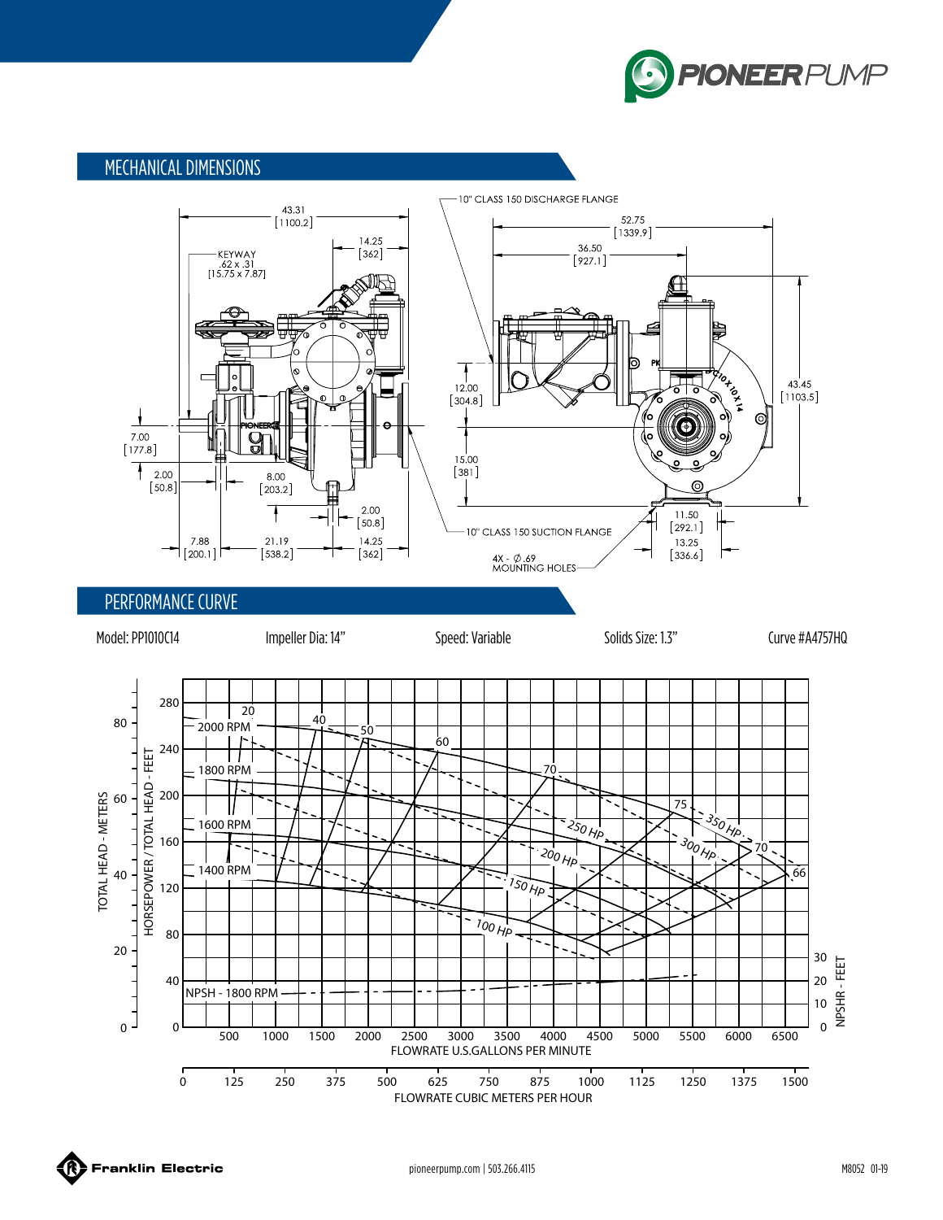## MECHANICAL DIMENSIONS

10" CLASS 150 DISCHARGE FLANGE

43.31 [1100.2]

14.25 [362]

KEYWAY .62 x .31 [15.75 x 7.87]

52.75 [1339.9]

36.50 [927.1]

12.00 [304.8]

43.45 [1103.5]

7.00 [177.8]

2.00 [50.8]

8.00 [203.2]

15.00 [381]

2.00 [50.8]

11.50 [292.1]

10" CLASS 150 SUCTION FLANGE

7.88 [200.1]

21.19 [538.2]

14.25 [362]

13.25 [336.6]

4X - Ø .69 MOUNTING HOLES

## PERFORMANCE CURVE

Model: PP1010C14

Impeller Dia: 14"

Speed: Variable

Solids Size: 1.3"

Curve #A4757HQ

2000 RPM

1800 RPM

1600 RPM

1400 RPM

20, 40, 50, 60, 70, 75, 70, 66

350 HP

300 HP

250 HP

200 HP

150 HP

100 HP

NPSH - 1800 RPM

TOTAL HEAD - METERS: 0, 20, 40, 60, 80

HORSEPOWER / TOTAL HEAD - FEET: 0, 40, 80, 120, 160, 200, 240, 280

NPSHR - FEET: 0, 10, 20, 30

FLOWRATE U.S.GALLONS PER MINUTE: 500, 1000, 1500, 2000, 2500, 3000, 3500, 4000, 4500, 5000, 5500, 6000, 6500

FLOWRATE CUBIC METERS PER HOUR: 0, 125, 250, 375, 500, 625, 750, 875, 1000, 1125, 1250, 1375, 1500

Franklin Electric

pioneerpump.com | 503.266.4115

M8052 01-19